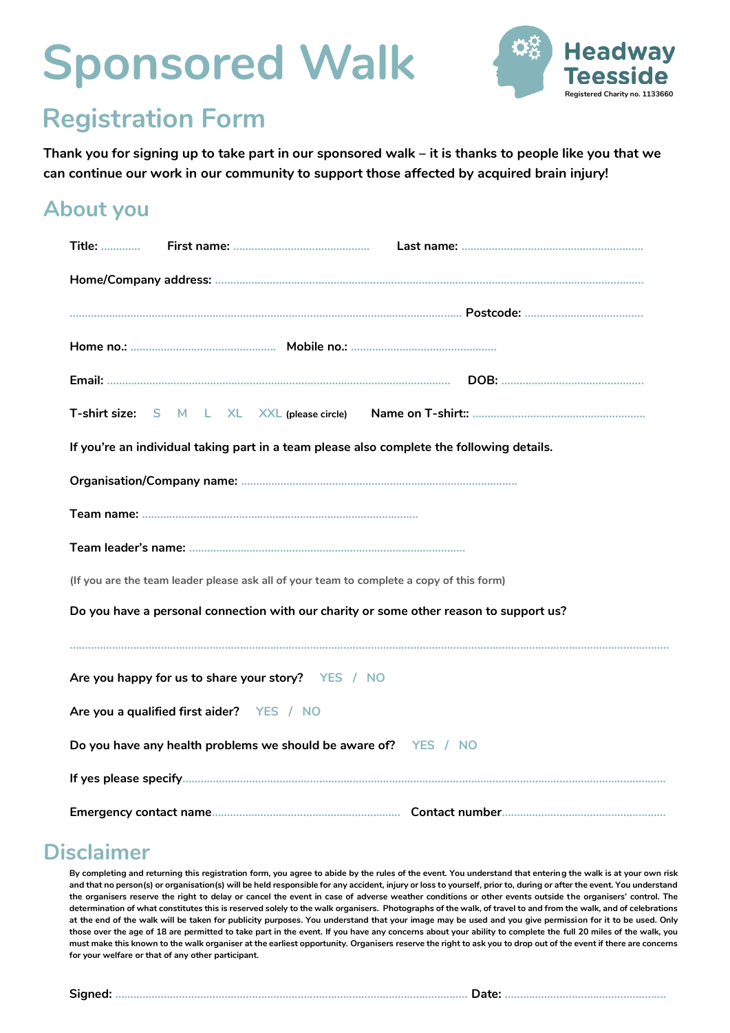# Sponsored Walk

**Headway Teesside**
Registered Charity no. 1133660

## Registration Form

**Thank you for signing up to take part in our sponsored walk – it is thanks to people like you that we can continue our work in our community to support those affected by acquired brain injury!**

## About you

**Title:** ………… **First name:** ……………………………………… **Last name:** ……………………………………………………

**Home/Company address:** ……………………………………………………………………………………………………………………

…………………………………………………………………………………………………………… **Postcode:** …………………………………

**Home no.:** ………………………………………… **Mobile no.:** …………………………………………

**Email:** …………………………………………………………………………………………… **DOB:** …………………………………………

**T-shirt size:** S M L XL XXL (please circle) **Name on T-shirt::** …………………………………………………

**If you're an individual taking part in a team please also complete the following details.**

**Organisation/Company name:** ………………………………………………………………………………

**Team name:** ………………………………………………………………………………

**Team leader's name:** ………………………………………………………………………………

(If you are the team leader please ask all of your team to complete a copy of this form)

**Do you have a personal connection with our charity or some other reason to support us?**

……………………………………………………………………………………………………………………………………………………

**Are you happy for us to share your story?** YES / NO

**Are you a qualified first aider?** YES / NO

**Do you have any health problems we should be aware of?** YES / NO

**If yes please specify**……………………………………………………………………………………………………………………

**Emergency contact name**…………………………………………………… **Contact number**………………………………………………

## Disclaimer

By completing and returning this registration form, you agree to abide by the rules of the event. You understand that entering the walk is at your own risk and that no person(s) or organisation(s) will be held responsible for any accident, injury or loss to yourself, prior to, during or after the event. You understand the organisers reserve the right to delay or cancel the event in case of adverse weather conditions or other events outside the organisers' control. The determination of what constitutes this is reserved solely to the walk organisers. Photographs of the walk, of travel to and from the walk, and of celebrations at the end of the walk will be taken for publicity purposes. You understand that your image may be used and you give permission for it to be used. Only those over the age of 18 are permitted to take part in the event. If you have any concerns about your ability to complete the full 20 miles of the walk, you must make this known to the walk organiser at the earliest opportunity. Organisers reserve the right to ask you to drop out of the event if there are concerns for your welfare or that of any other participant.

**Signed:** ………………………………………………………………………………………… **Date:** …………………………………………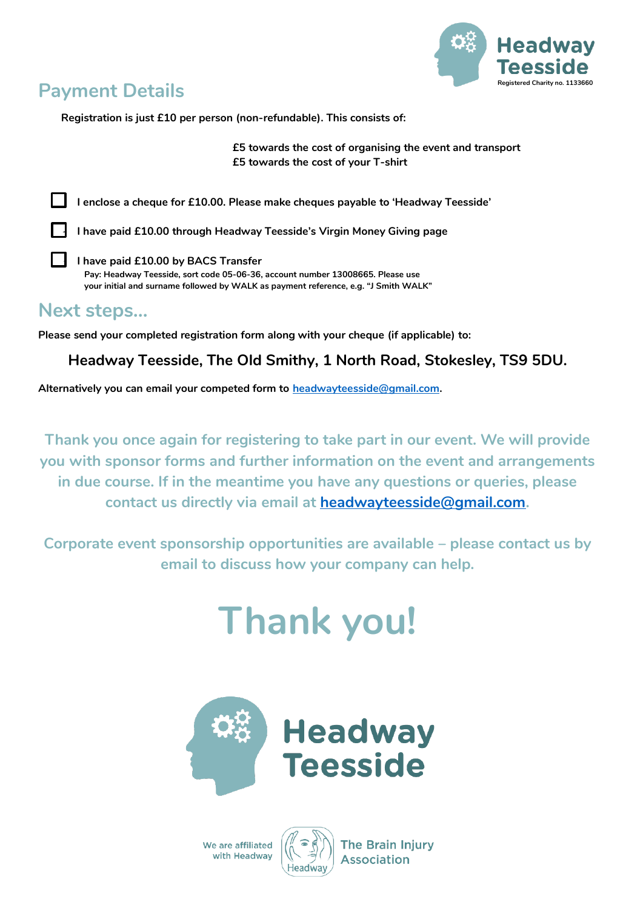Headway Teesside
Registered Charity no. 1133660

## Payment Details

**Registration is just £10 per person (non-refundable). This consists of:**

**£5 towards the cost of organising the event and transport**
**£5 towards the cost of your T-shirt**

- ☐ **I enclose a cheque for £10.00. Please make cheques payable to 'Headway Teesside'**
- ☐ **I have paid £10.00 through Headway Teesside's Virgin Money Giving page**
- ☐ **I have paid £10.00 by BACS Transfer**
  **Pay: Headway Teesside, sort code 05-06-36, account number 13008665. Please use your initial and surname followed by WALK as payment reference, e.g. "J Smith WALK"**

## Next steps...

**Please send your completed registration form along with your cheque (if applicable) to:**

**Headway Teesside, The Old Smithy, 1 North Road, Stokesley, TS9 5DU.**

**Alternatively you can email your competed form to headwayteesside@gmail.com.**

**Thank you once again for registering to take part in our event. We will provide you with sponsor forms and further information on the event and arrangements in due course. If in the meantime you have any questions or queries, please contact us directly via email at headwayteesside@gmail.com.**

**Corporate event sponsorship opportunities are available – please contact us by email to discuss how your company can help.**

# Thank you!

Headway Teesside

We are affiliated with Headway – The Brain Injury Association